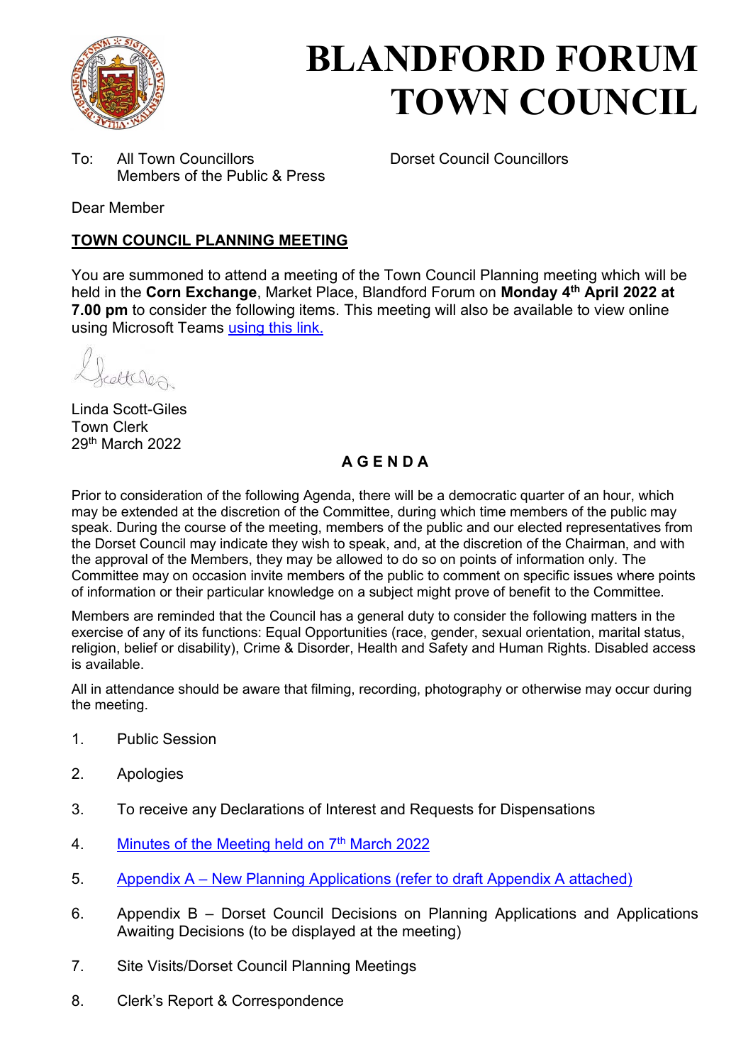# BLANDFORD FORUM TOWN COUNCIL

To: All Town Councillors
Members of the Public & Press

Dorset Council Councillors

Dear Member

**TOWN COUNCIL PLANNING MEETING**

You are summoned to attend a meeting of the Town Council Planning meeting which will be held in the **Corn Exchange**, Market Place, Blandford Forum on **Monday 4th April 2022 at 7.00 pm** to consider the following items. This meeting will also be available to view online using Microsoft Teams using this link.

Linda Scott-Giles
Town Clerk
29th March 2022

## A G E N D A

Prior to consideration of the following Agenda, there will be a democratic quarter of an hour, which may be extended at the discretion of the Committee, during which time members of the public may speak. During the course of the meeting, members of the public and our elected representatives from the Dorset Council may indicate they wish to speak, and, at the discretion of the Chairman, and with the approval of the Members, they may be allowed to do so on points of information only. The Committee may on occasion invite members of the public to comment on specific issues where points of information or their particular knowledge on a subject might prove of benefit to the Committee.

Members are reminded that the Council has a general duty to consider the following matters in the exercise of any of its functions: Equal Opportunities (race, gender, sexual orientation, marital status, religion, belief or disability), Crime & Disorder, Health and Safety and Human Rights. Disabled access is available.

All in attendance should be aware that filming, recording, photography or otherwise may occur during the meeting.

1. Public Session
2. Apologies
3. To receive any Declarations of Interest and Requests for Dispensations
4. Minutes of the Meeting held on 7th March 2022
5. Appendix A – New Planning Applications (refer to draft Appendix A attached)
6. Appendix B – Dorset Council Decisions on Planning Applications and Applications Awaiting Decisions (to be displayed at the meeting)
7. Site Visits/Dorset Council Planning Meetings
8. Clerk's Report & Correspondence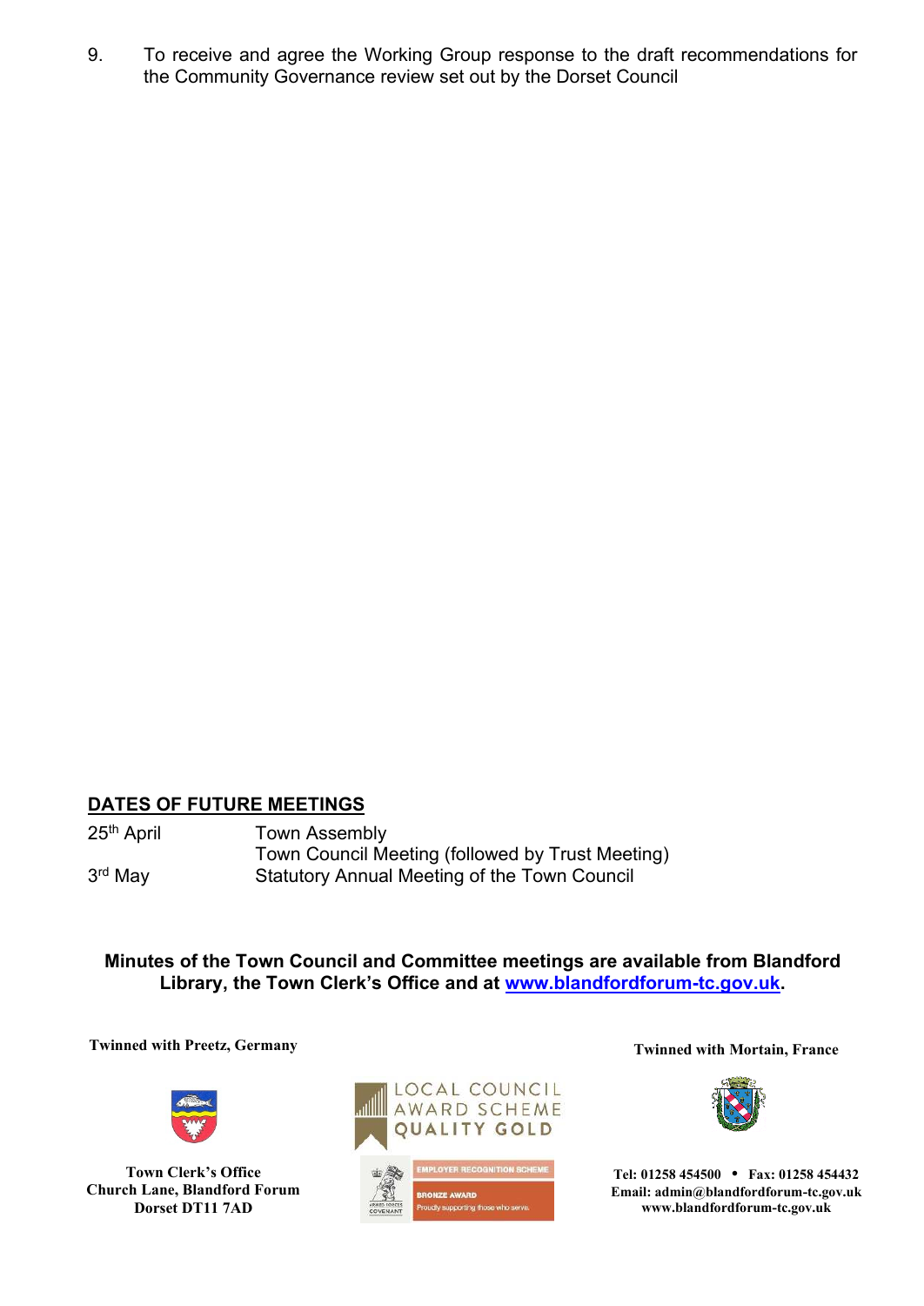9. To receive and agree the Working Group response to the draft recommendations for the Community Governance review set out by the Dorset Council

## DATES OF FUTURE MEETINGS

| | |
|---|---|
| 25th April | Town Assembly |
| | Town Council Meeting (followed by Trust Meeting) |
| 3rd May | Statutory Annual Meeting of the Town Council |

**Minutes of the Town Council and Committee meetings are available from Blandford Library, the Town Clerk's Office and at [www.blandfordforum-tc.gov.uk](http://www.blandfordforum-tc.gov.uk).**

**Twinned with Preetz, Germany**

**Twinned with Mortain, France**

LOCAL COUNCIL AWARD SCHEME QUALITY GOLD

EMPLOYER RECOGNITION SCHEME BRONZE AWARD Proudly supporting those who serve.

**Town Clerk's Office**
**Church Lane, Blandford Forum**
**Dorset DT11 7AD**

**Tel: 01258 454500 • Fax: 01258 454432**
**Email: admin@blandfordforum-tc.gov.uk**
**www.blandfordforum-tc.gov.uk**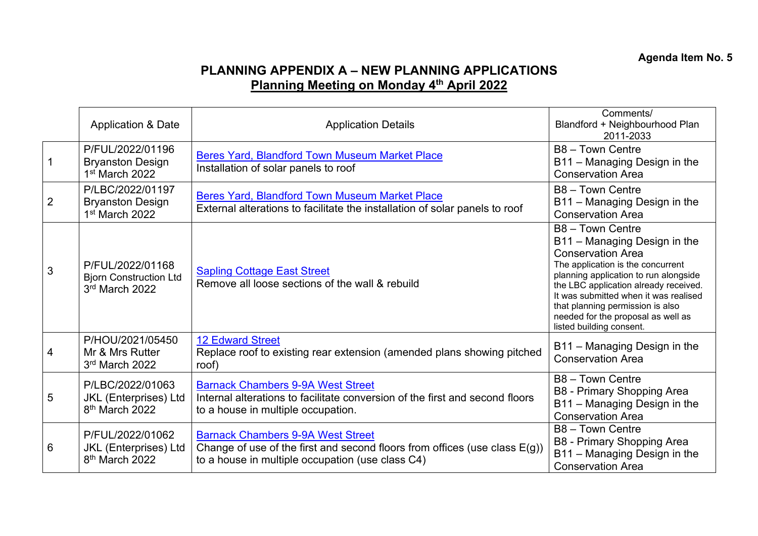**Agenda Item No. 5**

# PLANNING APPENDIX A – NEW PLANNING APPLICATIONS

## Planning Meeting on Monday 4th April 2022

| | Application & Date | Application Details | Comments/ Blandford + Neighbourhood Plan 2011-2033 |
|---|---|---|---|
| 1 | P/FUL/2022/01196 Bryanston Design 1st March 2022 | Beres Yard, Blandford Town Museum Market Place<br>Installation of solar panels to roof | B8 – Town Centre<br>B11 – Managing Design in the Conservation Area |
| 2 | P/LBC/2022/01197 Bryanston Design 1st March 2022 | Beres Yard, Blandford Town Museum Market Place<br>External alterations to facilitate the installation of solar panels to roof | B8 – Town Centre<br>B11 – Managing Design in the Conservation Area |
| 3 | P/FUL/2022/01168 Bjorn Construction Ltd 3rd March 2022 | Sapling Cottage East Street<br>Remove all loose sections of the wall & rebuild | B8 – Town Centre<br>B11 – Managing Design in the Conservation Area<br>The application is the concurrent planning application to run alongside the LBC application already received. It was submitted when it was realised that planning permission is also needed for the proposal as well as listed building consent. |
| 4 | P/HOU/2021/05450 Mr & Mrs Rutter 3rd March 2022 | 12 Edward Street<br>Replace roof to existing rear extension (amended plans showing pitched roof) | B11 – Managing Design in the Conservation Area |
| 5 | P/LBC/2022/01063 JKL (Enterprises) Ltd 8th March 2022 | Barnack Chambers 9-9A West Street<br>Internal alterations to facilitate conversion of the first and second floors to a house in multiple occupation. | B8 – Town Centre<br>B8 - Primary Shopping Area<br>B11 – Managing Design in the Conservation Area |
| 6 | P/FUL/2022/01062 JKL (Enterprises) Ltd 8th March 2022 | Barnack Chambers 9-9A West Street<br>Change of use of the first and second floors from offices (use class E(g)) to a house in multiple occupation (use class C4) | B8 – Town Centre<br>B8 - Primary Shopping Area<br>B11 – Managing Design in the Conservation Area |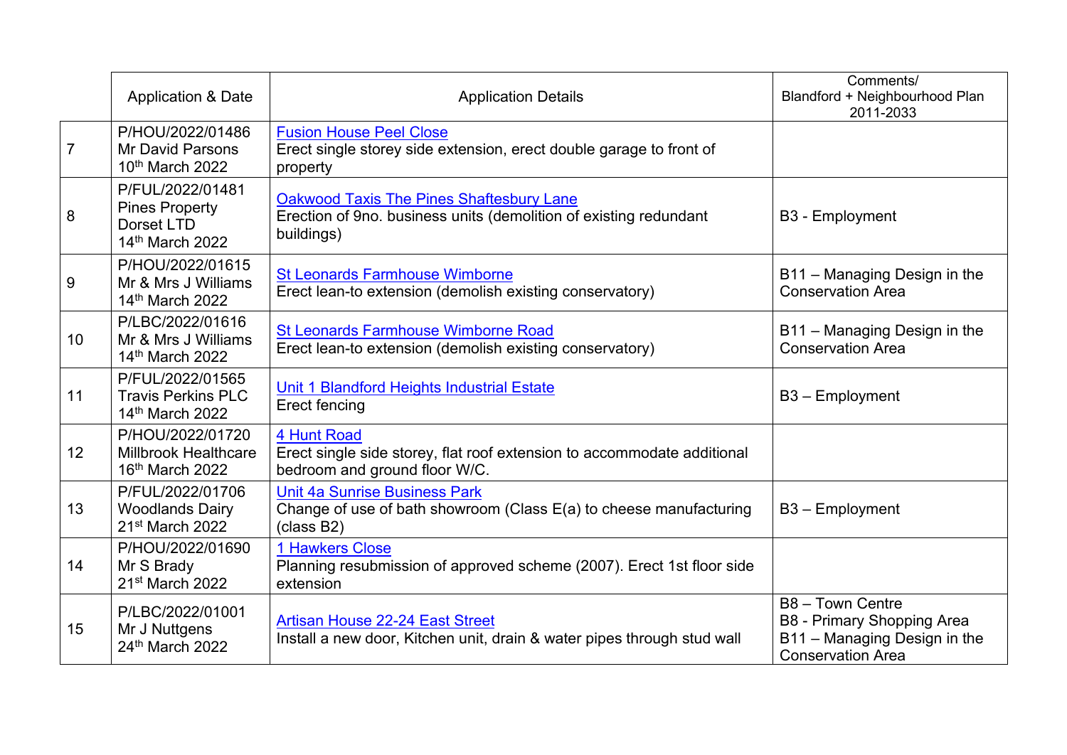| | Application & Date | Application Details | Comments/ Blandford + Neighbourhood Plan 2011-2033 |
|---|---|---|---|
| 7 | P/HOU/2022/01486 Mr David Parsons 10th March 2022 | Fusion House Peel Close Erect single storey side extension, erect double garage to front of property | |
| 8 | P/FUL/2022/01481 Pines Property Dorset LTD 14th March 2022 | Oakwood Taxis The Pines Shaftesbury Lane Erection of 9no. business units (demolition of existing redundant buildings) | B3 - Employment |
| 9 | P/HOU/2022/01615 Mr & Mrs J Williams 14th March 2022 | St Leonards Farmhouse Wimborne Erect lean-to extension (demolish existing conservatory) | B11 – Managing Design in the Conservation Area |
| 10 | P/LBC/2022/01616 Mr & Mrs J Williams 14th March 2022 | St Leonards Farmhouse Wimborne Road Erect lean-to extension (demolish existing conservatory) | B11 – Managing Design in the Conservation Area |
| 11 | P/FUL/2022/01565 Travis Perkins PLC 14th March 2022 | Unit 1 Blandford Heights Industrial Estate Erect fencing | B3 – Employment |
| 12 | P/HOU/2022/01720 Millbrook Healthcare 16th March 2022 | 4 Hunt Road Erect single side storey, flat roof extension to accommodate additional bedroom and ground floor W/C. | |
| 13 | P/FUL/2022/01706 Woodlands Dairy 21st March 2022 | Unit 4a Sunrise Business Park Change of use of bath showroom (Class E(a) to cheese manufacturing (class B2) | B3 – Employment |
| 14 | P/HOU/2022/01690 Mr S Brady 21st March 2022 | 1 Hawkers Close Planning resubmission of approved scheme (2007). Erect 1st floor side extension | |
| 15 | P/LBC/2022/01001 Mr J Nuttgens 24th March 2022 | Artisan House 22-24 East Street Install a new door, Kitchen unit, drain & water pipes through stud wall | B8 – Town Centre B8 - Primary Shopping Area B11 – Managing Design in the Conservation Area |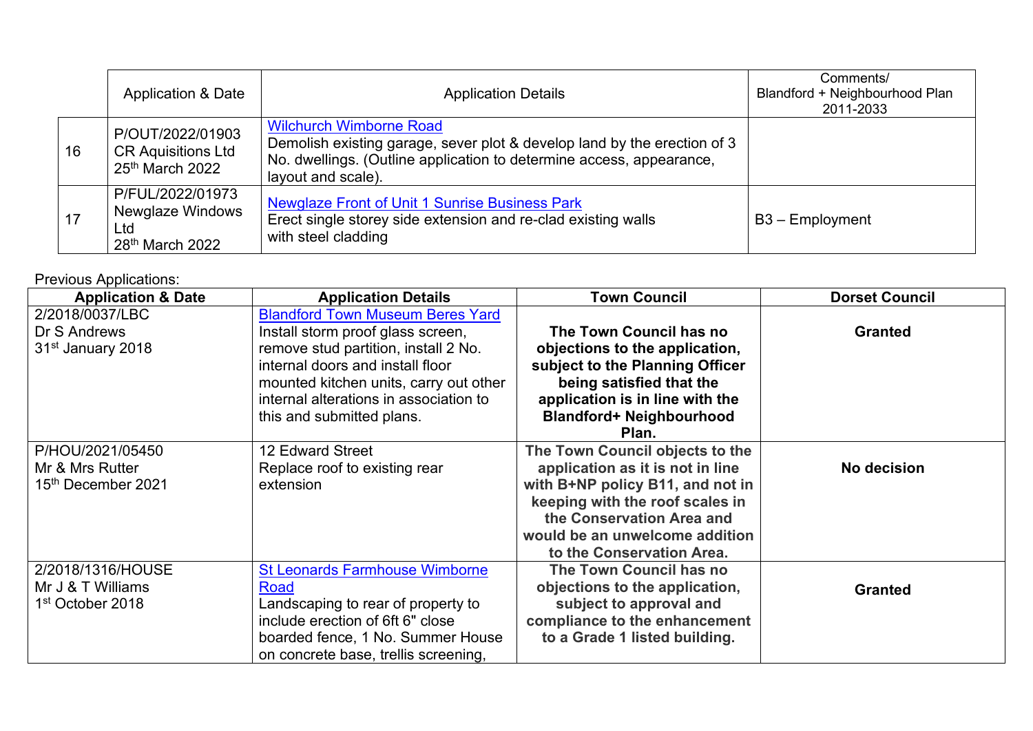| | Application & Date | Application Details | Comments/ Blandford + Neighbourhood Plan 2011-2033 |
|---|---|---|---|
| 16 | P/OUT/2022/01903 CR Aquisitions Ltd 25th March 2022 | Wilchurch Wimborne Road Demolish existing garage, sever plot & develop land by the erection of 3 No. dwellings. (Outline application to determine access, appearance, layout and scale). | |
| 17 | P/FUL/2022/01973 Newglaze Windows Ltd 28th March 2022 | Newglaze Front of Unit 1 Sunrise Business Park Erect single storey side extension and re-clad existing walls with steel cladding | B3 – Employment |

Previous Applications:

| Application & Date | Application Details | Town Council | Dorset Council |
|---|---|---|---|
| 2/2018/0037/LBC Dr S Andrews 31st January 2018 | Blandford Town Museum Beres Yard Install storm proof glass screen, remove stud partition, install 2 No. internal doors and install floor mounted kitchen units, carry out other internal alterations in association to this and submitted plans. | **The Town Council has no objections to the application, subject to the Planning Officer being satisfied that the application is in line with the Blandford+ Neighbourhood Plan.** | **Granted** |
| P/HOU/2021/05450 Mr & Mrs Rutter 15th December 2021 | 12 Edward Street Replace roof to existing rear extension | **The Town Council objects to the application as it is not in line with B+NP policy B11, and not in keeping with the roof scales in the Conservation Area and would be an unwelcome addition to the Conservation Area.** | **No decision** |
| 2/2018/1316/HOUSE Mr J & T Williams 1st October 2018 | St Leonards Farmhouse Wimborne Road Landscaping to rear of property to include erection of 6ft 6" close boarded fence, 1 No. Summer House on concrete base, trellis screening, | **The Town Council has no objections to the application, subject to approval and compliance to the enhancement to a Grade 1 listed building.** | **Granted** |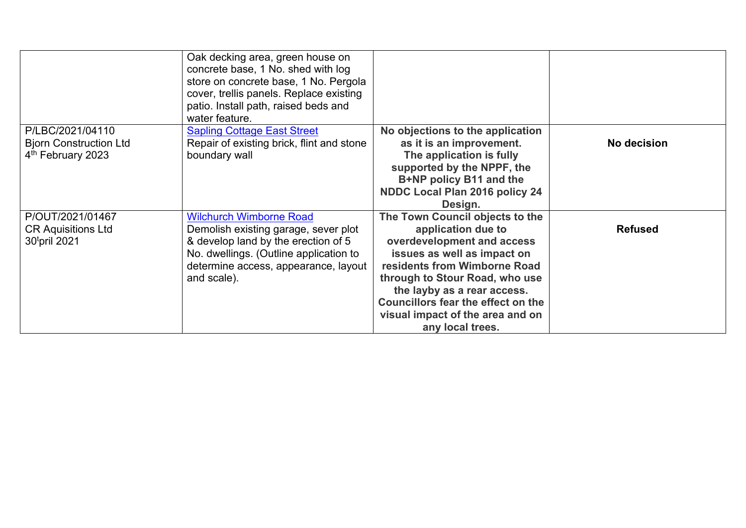| | | | |
|---|---|---|---|
| | Oak decking area, green house on concrete base, 1 No. shed with log store on concrete base, 1 No. Pergola cover, trellis panels. Replace existing patio. Install path, raised beds and water feature. | | |
| P/LBC/2021/04110<br>Bjorn Construction Ltd<br>4th February 2023 | [Sapling Cottage East Street]<br>Repair of existing brick, flint and stone boundary wall | **No objections to the application as it is an improvement. The application is fully supported by the NPPF, the B+NP policy B11 and the NDDC Local Plan 2016 policy 24 Design.** | **No decision** |
| P/OUT/2021/01467<br>CR Aquisitions Ltd<br>30tpril 2021 | [Wilchurch Wimborne Road]<br>Demolish existing garage, sever plot & develop land by the erection of 5 No. dwellings. (Outline application to determine access, appearance, layout and scale). | **The Town Council objects to the application due to overdevelopment and access issues as well as impact on residents from Wimborne Road through to Stour Road, who use the layby as a rear access. Councillors fear the effect on the visual impact of the area and on any local trees.** | **Refused** |